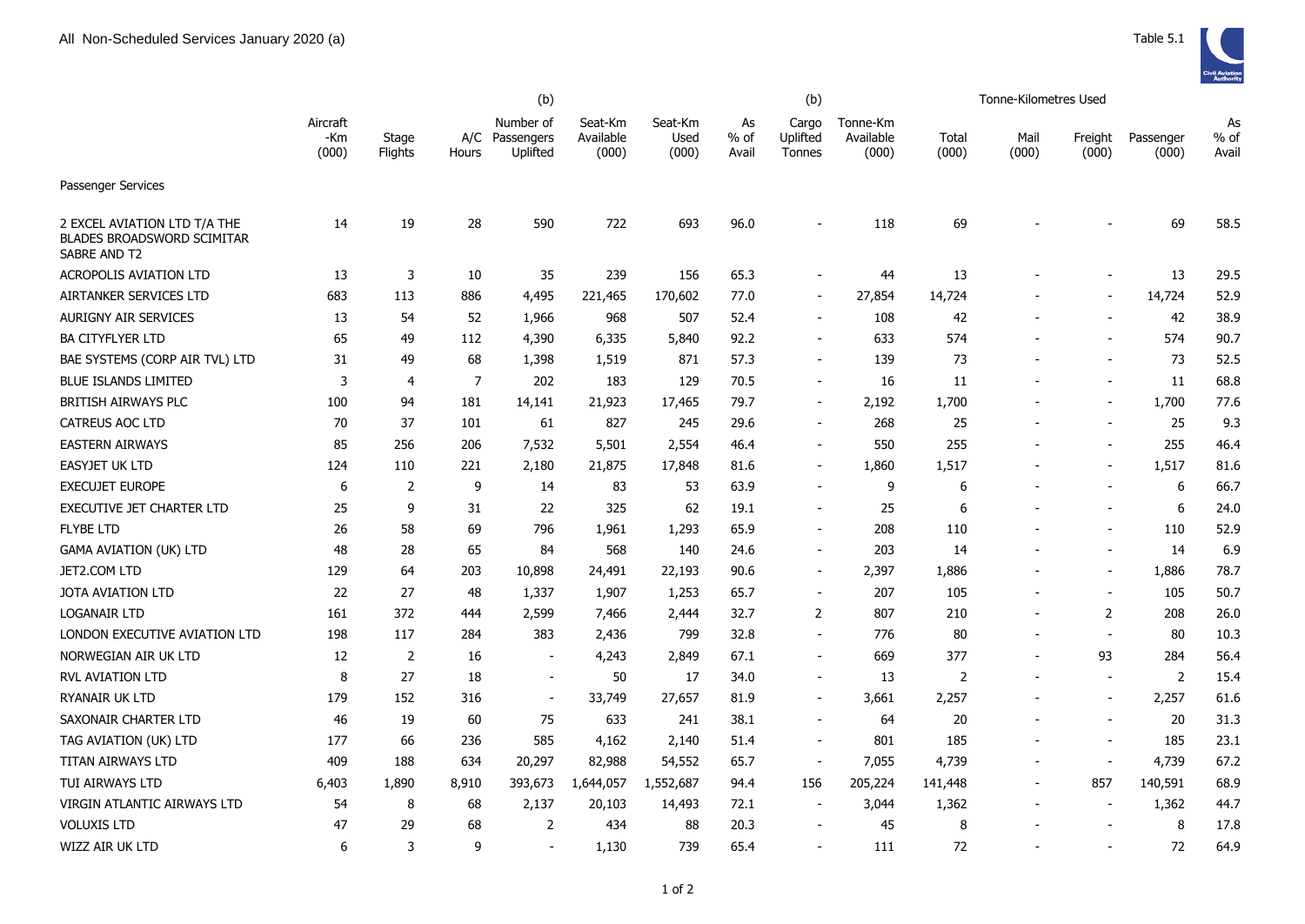All Non-Scheduled Services January 2020 (a)

Table 5.1

| | Aircraft -Km (000) | Stage Flights | A/C Hours | (b) Number of Passengers Uplifted | Seat-Km Available (000) | Seat-Km Used (000) | As % of Avail | (b) Cargo Uplifted Tonnes | Tonne-Km Available (000) | Tonne-Kilometres Used Total (000) | Mail (000) | Freight (000) | Passenger (000) | As % of Avail |
|---|---|---|---|---|---|---|---|---|---|---|---|---|---|---|
| Passenger Services | | | | | | | | | | | | | | |
| 2 EXCEL AVIATION LTD T/A THE BLADES BROADSWORD SCIMITAR SABRE AND T2 | 14 | 19 | 28 | 590 | 722 | 693 | 96.0 | - | 118 | 69 | - | - | 69 | 58.5 |
| ACROPOLIS AVIATION LTD | 13 | 3 | 10 | 35 | 239 | 156 | 65.3 | - | 44 | 13 | - | - | 13 | 29.5 |
| AIRTANKER SERVICES LTD | 683 | 113 | 886 | 4,495 | 221,465 | 170,602 | 77.0 | - | 27,854 | 14,724 | - | - | 14,724 | 52.9 |
| AURIGNY AIR SERVICES | 13 | 54 | 52 | 1,966 | 968 | 507 | 52.4 | - | 108 | 42 | - | - | 42 | 38.9 |
| BA CITYFLYER LTD | 65 | 49 | 112 | 4,390 | 6,335 | 5,840 | 92.2 | - | 633 | 574 | - | - | 574 | 90.7 |
| BAE SYSTEMS (CORP AIR TVL) LTD | 31 | 49 | 68 | 1,398 | 1,519 | 871 | 57.3 | - | 139 | 73 | - | - | 73 | 52.5 |
| BLUE ISLANDS LIMITED | 3 | 4 | 7 | 202 | 183 | 129 | 70.5 | - | 16 | 11 | - | - | 11 | 68.8 |
| BRITISH AIRWAYS PLC | 100 | 94 | 181 | 14,141 | 21,923 | 17,465 | 79.7 | - | 2,192 | 1,700 | - | - | 1,700 | 77.6 |
| CATREUS AOC LTD | 70 | 37 | 101 | 61 | 827 | 245 | 29.6 | - | 268 | 25 | - | - | 25 | 9.3 |
| EASTERN AIRWAYS | 85 | 256 | 206 | 7,532 | 5,501 | 2,554 | 46.4 | - | 550 | 255 | - | - | 255 | 46.4 |
| EASYJET UK LTD | 124 | 110 | 221 | 2,180 | 21,875 | 17,848 | 81.6 | - | 1,860 | 1,517 | - | - | 1,517 | 81.6 |
| EXECUJET EUROPE | 6 | 2 | 9 | 14 | 83 | 53 | 63.9 | - | 9 | 6 | - | - | 6 | 66.7 |
| EXECUTIVE JET CHARTER LTD | 25 | 9 | 31 | 22 | 325 | 62 | 19.1 | - | 25 | 6 | - | - | 6 | 24.0 |
| FLYBE LTD | 26 | 58 | 69 | 796 | 1,961 | 1,293 | 65.9 | - | 208 | 110 | - | - | 110 | 52.9 |
| GAMA AVIATION (UK) LTD | 48 | 28 | 65 | 84 | 568 | 140 | 24.6 | - | 203 | 14 | - | - | 14 | 6.9 |
| JET2.COM LTD | 129 | 64 | 203 | 10,898 | 24,491 | 22,193 | 90.6 | - | 2,397 | 1,886 | - | - | 1,886 | 78.7 |
| JOTA AVIATION LTD | 22 | 27 | 48 | 1,337 | 1,907 | 1,253 | 65.7 | - | 207 | 105 | - | - | 105 | 50.7 |
| LOGANAIR LTD | 161 | 372 | 444 | 2,599 | 7,466 | 2,444 | 32.7 | 2 | 807 | 210 | - | 2 | 208 | 26.0 |
| LONDON EXECUTIVE AVIATION LTD | 198 | 117 | 284 | 383 | 2,436 | 799 | 32.8 | - | 776 | 80 | - | - | 80 | 10.3 |
| NORWEGIAN AIR UK LTD | 12 | 2 | 16 | - | 4,243 | 2,849 | 67.1 | - | 669 | 377 | - | 93 | 284 | 56.4 |
| RVL AVIATION LTD | 8 | 27 | 18 | - | 50 | 17 | 34.0 | - | 13 | 2 | - | - | 2 | 15.4 |
| RYANAIR UK LTD | 179 | 152 | 316 | - | 33,749 | 27,657 | 81.9 | - | 3,661 | 2,257 | - | - | 2,257 | 61.6 |
| SAXONAIR CHARTER LTD | 46 | 19 | 60 | 75 | 633 | 241 | 38.1 | - | 64 | 20 | - | - | 20 | 31.3 |
| TAG AVIATION (UK) LTD | 177 | 66 | 236 | 585 | 4,162 | 2,140 | 51.4 | - | 801 | 185 | - | - | 185 | 23.1 |
| TITAN AIRWAYS LTD | 409 | 188 | 634 | 20,297 | 82,988 | 54,552 | 65.7 | - | 7,055 | 4,739 | - | - | 4,739 | 67.2 |
| TUI AIRWAYS LTD | 6,403 | 1,890 | 8,910 | 393,673 | 1,644,057 | 1,552,687 | 94.4 | 156 | 205,224 | 141,448 | - | 857 | 140,591 | 68.9 |
| VIRGIN ATLANTIC AIRWAYS LTD | 54 | 8 | 68 | 2,137 | 20,103 | 14,493 | 72.1 | - | 3,044 | 1,362 | - | - | 1,362 | 44.7 |
| VOLUXIS LTD | 47 | 29 | 68 | 2 | 434 | 88 | 20.3 | - | 45 | 8 | - | - | 8 | 17.8 |
| WIZZ AIR UK LTD | 6 | 3 | 9 | - | 1,130 | 739 | 65.4 | - | 111 | 72 | - | - | 72 | 64.9 |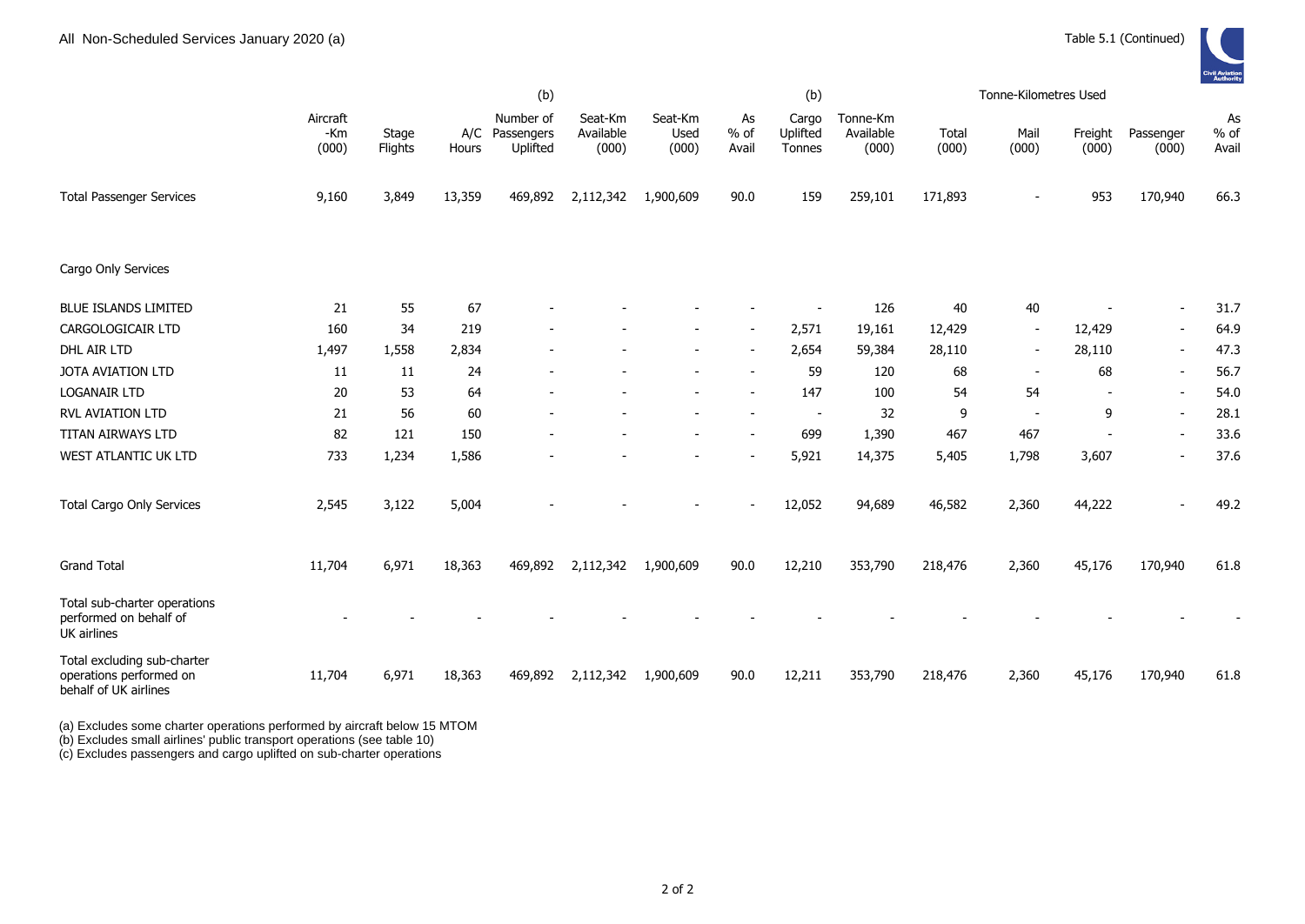All Non-Scheduled Services January 2020 (a)

Table 5.1 (Continued)

| | Aircraft -Km (000) | Stage Flights | A/C Hours | (b) Number of Passengers Uplifted | Seat-Km Available (000) | Seat-Km Used (000) | As % of Avail | (b) Cargo Uplifted Tonnes | Tonne-Km Available (000) | Tonne-Kilometres Used Total (000) | Mail (000) | Freight (000) | Passenger (000) | As % of Avail |
|---|---|---|---|---|---|---|---|---|---|---|---|---|---|---|
| Total Passenger Services | 9,160 | 3,849 | 13,359 | 469,892 | 2,112,342 | 1,900,609 | 90.0 | 159 | 259,101 | 171,893 | - | 953 | 170,940 | 66.3 |
| Cargo Only Services | | | | | | | | | | | | | | |
| BLUE ISLANDS LIMITED | 21 | 55 | 67 | - | - | - | - | - | 126 | 40 | 40 | - | - | 31.7 |
| CARGOLOGICAIR LTD | 160 | 34 | 219 | - | - | - | - | 2,571 | 19,161 | 12,429 | - | 12,429 | - | 64.9 |
| DHL AIR LTD | 1,497 | 1,558 | 2,834 | - | - | - | - | 2,654 | 59,384 | 28,110 | - | 28,110 | - | 47.3 |
| JOTA AVIATION LTD | 11 | 11 | 24 | - | - | - | - | 59 | 120 | 68 | - | 68 | - | 56.7 |
| LOGANAIR LTD | 20 | 53 | 64 | - | - | - | - | 147 | 100 | 54 | 54 | - | - | 54.0 |
| RVL AVIATION LTD | 21 | 56 | 60 | - | - | - | - | - | 32 | 9 | - | 9 | - | 28.1 |
| TITAN AIRWAYS LTD | 82 | 121 | 150 | - | - | - | - | 699 | 1,390 | 467 | 467 | - | - | 33.6 |
| WEST ATLANTIC UK LTD | 733 | 1,234 | 1,586 | - | - | - | - | 5,921 | 14,375 | 5,405 | 1,798 | 3,607 | - | 37.6 |
| Total Cargo Only Services | 2,545 | 3,122 | 5,004 | - | - | - | - | 12,052 | 94,689 | 46,582 | 2,360 | 44,222 | - | 49.2 |
| Grand Total | 11,704 | 6,971 | 18,363 | 469,892 | 2,112,342 | 1,900,609 | 90.0 | 12,210 | 353,790 | 218,476 | 2,360 | 45,176 | 170,940 | 61.8 |
| Total sub-charter operations performed on behalf of UK airlines | - | - | - | - | - | - | - | - | - | - | - | - | - | - |
| Total excluding sub-charter operations performed on behalf of UK airlines | 11,704 | 6,971 | 18,363 | 469,892 | 2,112,342 | 1,900,609 | 90.0 | 12,211 | 353,790 | 218,476 | 2,360 | 45,176 | 170,940 | 61.8 |

(a) Excludes some charter operations performed by aircraft below 15 MTOM
(b) Excludes small airlines' public transport operations (see table 10)
(c) Excludes passengers and cargo uplifted on sub-charter operations